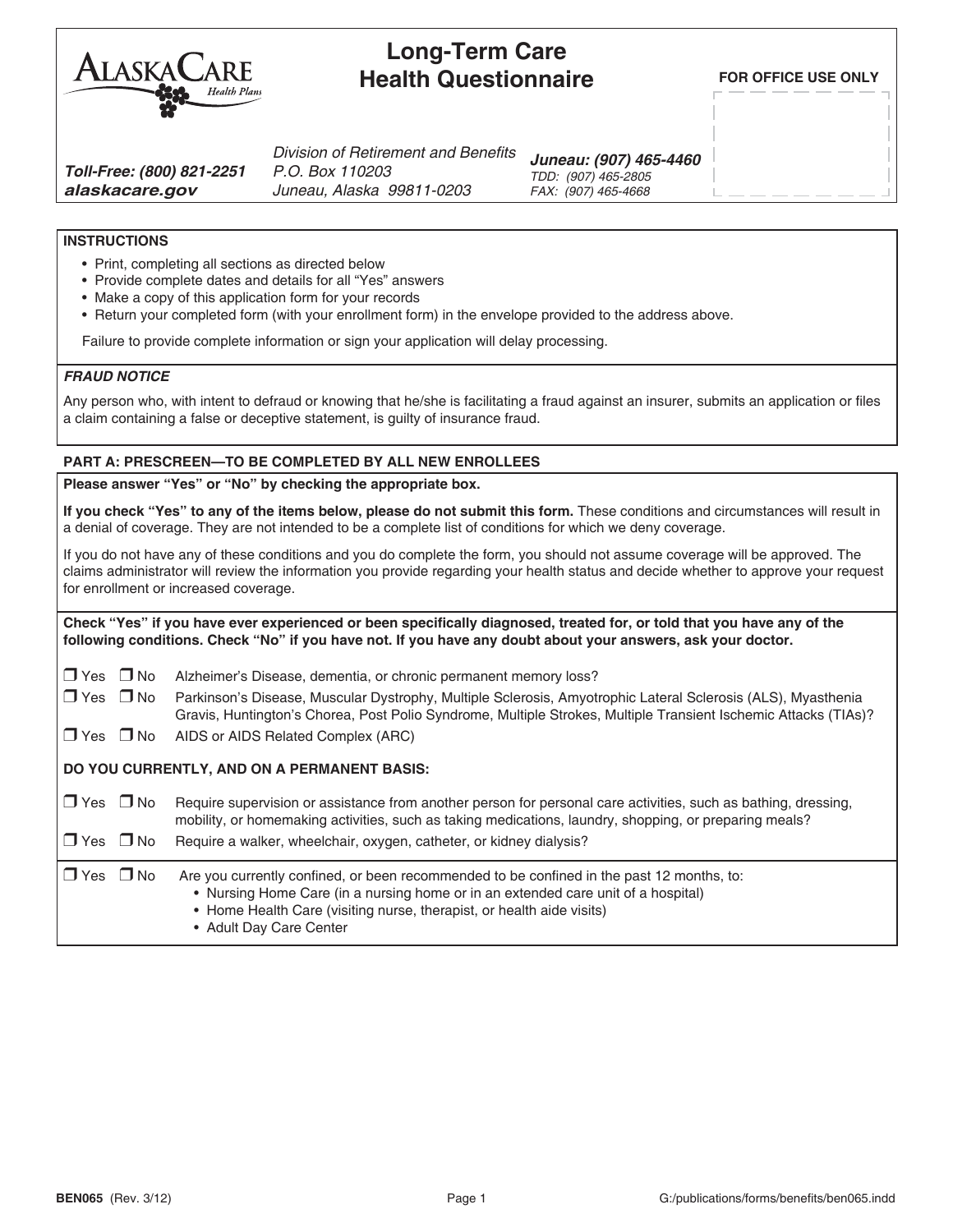AlaskaCare Health Plans

# Long-Term Care Health Questionnaire

**FOR OFFICE USE ONLY**

***Toll-Free: (800) 821-2251***
***alaskacare.gov***

*Division of Retirement and Benefits*
*P.O. Box 110203*
*Juneau, Alaska 99811-0203*

***Juneau: (907) 465-4460***
*TDD: (907) 465-2805*
*FAX: (907) 465-4668*

## INSTRUCTIONS

- Print, completing all sections as directed below
- Provide complete dates and details for all "Yes" answers
- Make a copy of this application form for your records
- Return your completed form (with your enrollment form) in the envelope provided to the address above.

Failure to provide complete information or sign your application will delay processing.

## *FRAUD NOTICE*

Any person who, with intent to defraud or knowing that he/she is facilitating a fraud against an insurer, submits an application or files a claim containing a false or deceptive statement, is guilty of insurance fraud.

## PART A: PRESCREEN—TO BE COMPLETED BY ALL NEW ENROLLEES

**Please answer "Yes" or "No" by checking the appropriate box.**

**If you check "Yes" to any of the items below, please do not submit this form.** These conditions and circumstances will result in a denial of coverage. They are not intended to be a complete list of conditions for which we deny coverage.

If you do not have any of these conditions and you do complete the form, you should not assume coverage will be approved. The claims administrator will review the information you provide regarding your health status and decide whether to approve your request for enrollment or increased coverage.

**Check "Yes" if you have ever experienced or been specifically diagnosed, treated for, or told that you have any of the following conditions. Check "No" if you have not. If you have any doubt about your answers, ask your doctor.**

☐ Yes ☐ No Alzheimer's Disease, dementia, or chronic permanent memory loss?

☐ Yes ☐ No Parkinson's Disease, Muscular Dystrophy, Multiple Sclerosis, Amyotrophic Lateral Sclerosis (ALS), Myasthenia Gravis, Huntington's Chorea, Post Polio Syndrome, Multiple Strokes, Multiple Transient Ischemic Attacks (TIAs)?

☐ Yes ☐ No AIDS or AIDS Related Complex (ARC)

**DO YOU CURRENTLY, AND ON A PERMANENT BASIS:**

☐ Yes ☐ No Require supervision or assistance from another person for personal care activities, such as bathing, dressing, mobility, or homemaking activities, such as taking medications, laundry, shopping, or preparing meals?

☐ Yes ☐ No Require a walker, wheelchair, oxygen, catheter, or kidney dialysis?

☐ Yes ☐ No Are you currently confined, or been recommended to be confined in the past 12 months, to:

- Nursing Home Care (in a nursing home or in an extended care unit of a hospital)
- Home Health Care (visiting nurse, therapist, or health aide visits)
- Adult Day Care Center

**BEN065** (Rev. 3/12) G:/publications/forms/benefits/ben065.indd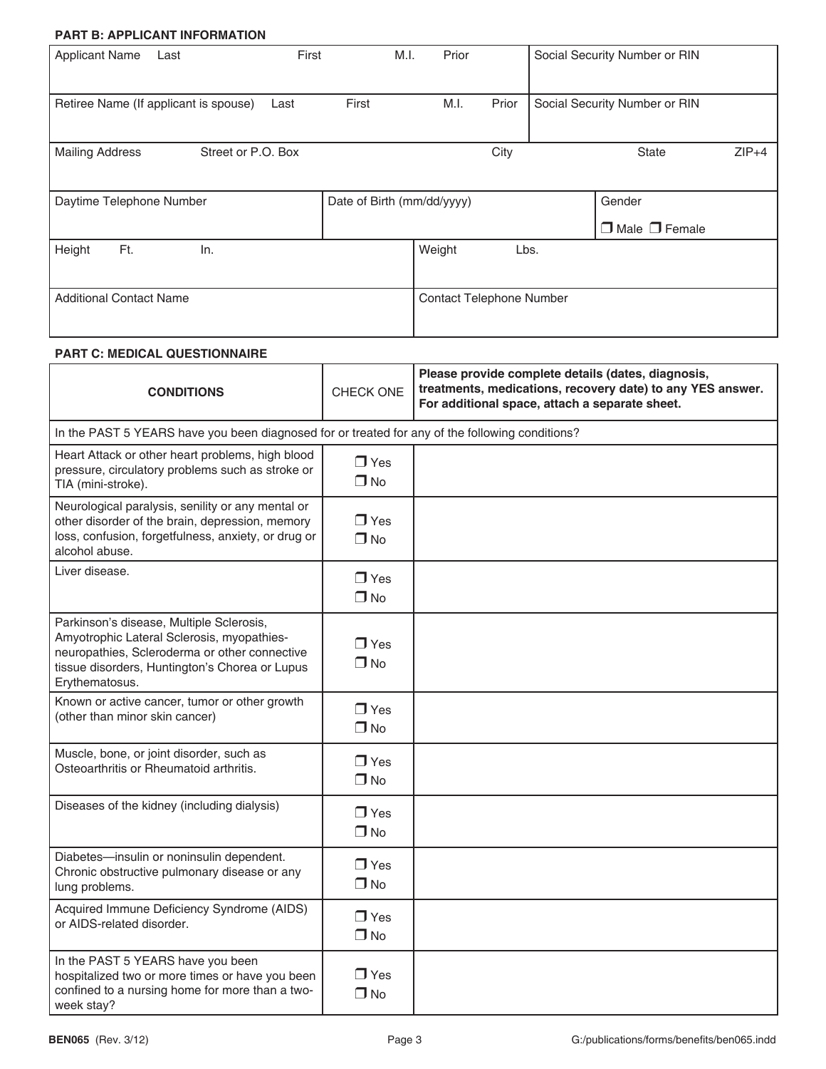**PART B: APPLICANT INFORMATION**

| | | |
|---|---|---|
| Applicant Name Last First M.I. Prior | | Social Security Number or RIN |
| Retiree Name (If applicant is spouse) Last First M.I. Prior | | Social Security Number or RIN |
| Mailing Address Street or P.O. Box City State ZIP+4 | | |
| Daytime Telephone Number | Date of Birth (mm/dd/yyyy) | Gender ❒ Male ❒ Female |
| Height Ft. In. | Weight Lbs. | |
| Additional Contact Name | Contact Telephone Number | |

**PART C: MEDICAL QUESTIONNAIRE**

| CONDITIONS | CHECK ONE | Please provide complete details (dates, diagnosis, treatments, medications, recovery date) to any YES answer. For additional space, attach a separate sheet. |
|---|---|---|
| In the PAST 5 YEARS have you been diagnosed for or treated for any of the following conditions? | | |
| Heart Attack or other heart problems, high blood pressure, circulatory problems such as stroke or TIA (mini-stroke). | ❒ Yes ❒ No | |
| Neurological paralysis, senility or any mental or other disorder of the brain, depression, memory loss, confusion, forgetfulness, anxiety, or drug or alcohol abuse. | ❒ Yes ❒ No | |
| Liver disease. | ❒ Yes ❒ No | |
| Parkinson's disease, Multiple Sclerosis, Amyotrophic Lateral Sclerosis, myopathies-neuropathies, Scleroderma or other connective tissue disorders, Huntington's Chorea or Lupus Erythematosus. | ❒ Yes ❒ No | |
| Known or active cancer, tumor or other growth (other than minor skin cancer) | ❒ Yes ❒ No | |
| Muscle, bone, or joint disorder, such as Osteoarthritis or Rheumatoid arthritis. | ❒ Yes ❒ No | |
| Diseases of the kidney (including dialysis) | ❒ Yes ❒ No | |
| Diabetes—insulin or noninsulin dependent. Chronic obstructive pulmonary disease or any lung problems. | ❒ Yes ❒ No | |
| Acquired Immune Deficiency Syndrome (AIDS) or AIDS-related disorder. | ❒ Yes ❒ No | |
| In the PAST 5 YEARS have you been hospitalized two or more times or have you been confined to a nursing home for more than a two-week stay? | ❒ Yes ❒ No | |

BEN065 (Rev. 3/12) G:/publications/forms/benefits/ben065.indd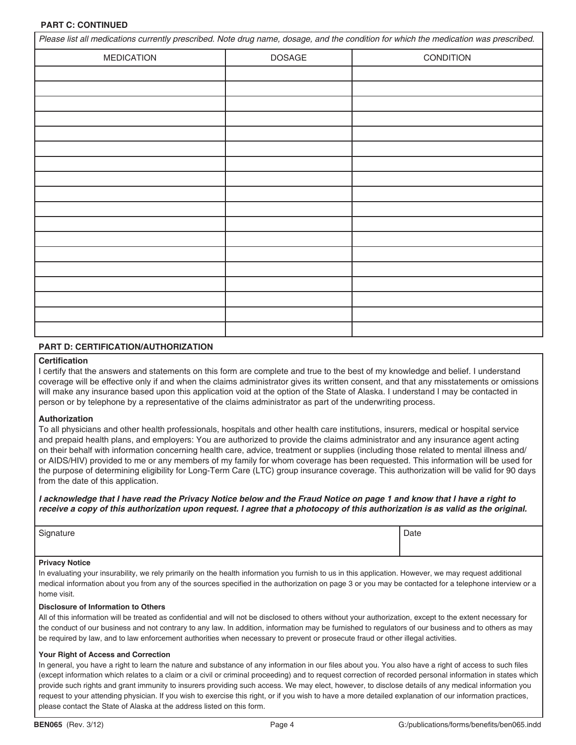**PART C: CONTINUED**

*Please list all medications currently prescribed. Note drug name, dosage, and the condition for which the medication was prescribed.*

| MEDICATION | DOSAGE | CONDITION |
|---|---|---|
| | | |
| | | |
| | | |
| | | |
| | | |
| | | |
| | | |
| | | |
| | | |
| | | |
| | | |
| | | |
| | | |
| | | |
| | | |
| | | |
| | | |
| | | |

**PART D: CERTIFICATION/AUTHORIZATION**

**Certification**

I certify that the answers and statements on this form are complete and true to the best of my knowledge and belief. I understand coverage will be effective only if and when the claims administrator gives its written consent, and that any misstatements or omissions will make any insurance based upon this application void at the option of the State of Alaska. I understand I may be contacted in person or by telephone by a representative of the claims administrator as part of the underwriting process.

**Authorization**

To all physicians and other health professionals, hospitals and other health care institutions, insurers, medical or hospital service and prepaid health plans, and employers: You are authorized to provide the claims administrator and any insurance agent acting on their behalf with information concerning health care, advice, treatment or supplies (including those related to mental illness and/or AIDS/HIV) provided to me or any members of my family for whom coverage has been requested. This information will be used for the purpose of determining eligibility for Long-Term Care (LTC) group insurance coverage. This authorization will be valid for 90 days from the date of this application.

***I acknowledge that I have read the Privacy Notice below and the Fraud Notice on page 1 and know that I have a right to receive a copy of this authorization upon request. I agree that a photocopy of this authorization is as valid as the original.***

| Signature | Date |
|---|---|
| | |

**Privacy Notice**

In evaluating your insurability, we rely primarily on the health information you furnish to us in this application. However, we may request additional medical information about you from any of the sources specified in the authorization on page 3 or you may be contacted for a telephone interview or a home visit.

**Disclosure of Information to Others**

All of this information will be treated as confidential and will not be disclosed to others without your authorization, except to the extent necessary for the conduct of our business and not contrary to any law. In addition, information may be furnished to regulators of our business and to others as may be required by law, and to law enforcement authorities when necessary to prevent or prosecute fraud or other illegal activities.

**Your Right of Access and Correction**

In general, you have a right to learn the nature and substance of any information in our files about you. You also have a right of access to such files (except information which relates to a claim or a civil or criminal proceeding) and to request correction of recorded personal information in states which provide such rights and grant immunity to insurers providing such access. We may elect, however, to disclose details of any medical information you request to your attending physician. If you wish to exercise this right, or if you wish to have a more detailed explanation of our information practices, please contact the State of Alaska at the address listed on this form.

**BEN065** (Rev. 3/12) G:/publications/forms/benefits/ben065.indd